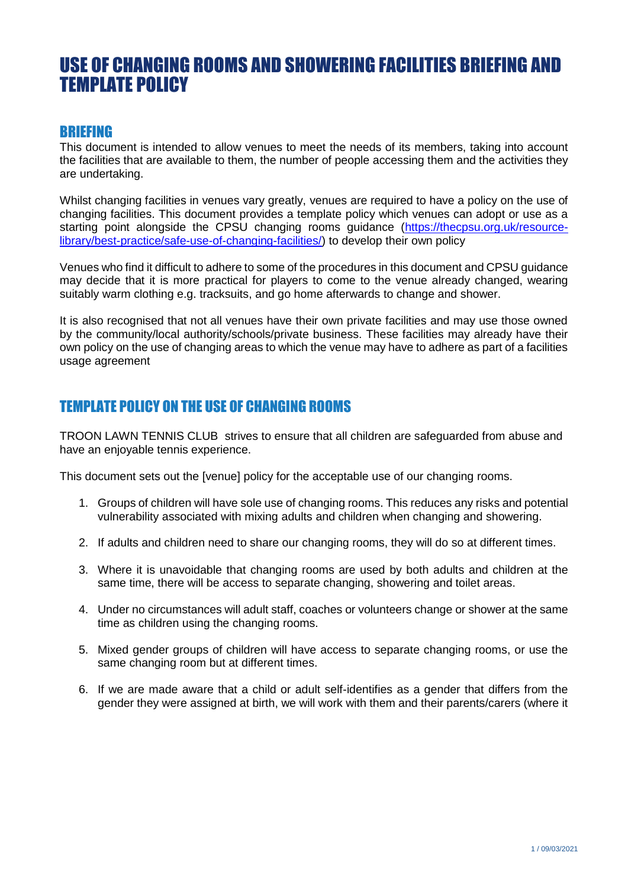# USE OF CHANGING ROOMS AND SHOWERING FACILITIES BRIEFING AND TEMPLATE POLICY

## BRIEFING

This document is intended to allow venues to meet the needs of its members, taking into account the facilities that are available to them, the number of people accessing them and the activities they are undertaking.

Whilst changing facilities in venues vary greatly, venues are required to have a policy on the use of changing facilities. This document provides a template policy which venues can adopt or use as a starting point alongside the CPSU changing rooms guidance (https://thecpsu.org.uk/resource-library/best-practice/safe-use-of-changing-facilities/) to develop their own policy

Venues who find it difficult to adhere to some of the procedures in this document and CPSU guidance may decide that it is more practical for players to come to the venue already changed, wearing suitably warm clothing e.g. tracksuits, and go home afterwards to change and shower.

It is also recognised that not all venues have their own private facilities and may use those owned by the community/local authority/schools/private business. These facilities may already have their own policy on the use of changing areas to which the venue may have to adhere as part of a facilities usage agreement

## TEMPLATE POLICY ON THE USE OF CHANGING ROOMS

TROON LAWN TENNIS CLUB strives to ensure that all children are safeguarded from abuse and have an enjoyable tennis experience.

This document sets out the [venue] policy for the acceptable use of our changing rooms.

1. Groups of children will have sole use of changing rooms. This reduces any risks and potential vulnerability associated with mixing adults and children when changing and showering.
2. If adults and children need to share our changing rooms, they will do so at different times.
3. Where it is unavoidable that changing rooms are used by both adults and children at the same time, there will be access to separate changing, showering and toilet areas.
4. Under no circumstances will adult staff, coaches or volunteers change or shower at the same time as children using the changing rooms.
5. Mixed gender groups of children will have access to separate changing rooms, or use the same changing room but at different times.
6. If we are made aware that a child or adult self-identifies as a gender that differs from the gender they were assigned at birth, we will work with them and their parents/carers (where it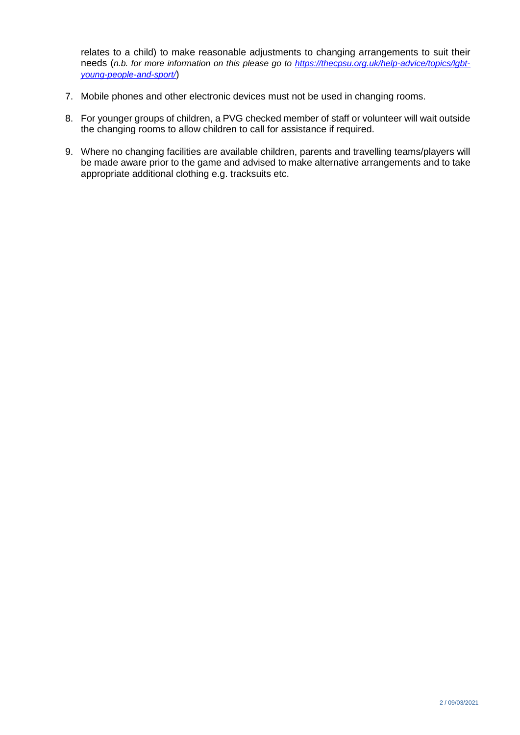relates to a child) to make reasonable adjustments to changing arrangements to suit their needs (*n.b. for more information on this please go to [https://thecpsu.org.uk/help-advice/topics/lgbt-young-people-and-sport/](https://thecpsu.org.uk/help-advice/topics/lgbt-young-people-and-sport/)*)

7. Mobile phones and other electronic devices must not be used in changing rooms.

8. For younger groups of children, a PVG checked member of staff or volunteer will wait outside the changing rooms to allow children to call for assistance if required.

9. Where no changing facilities are available children, parents and travelling teams/players will be made aware prior to the game and advised to make alternative arrangements and to take appropriate additional clothing e.g. tracksuits etc.